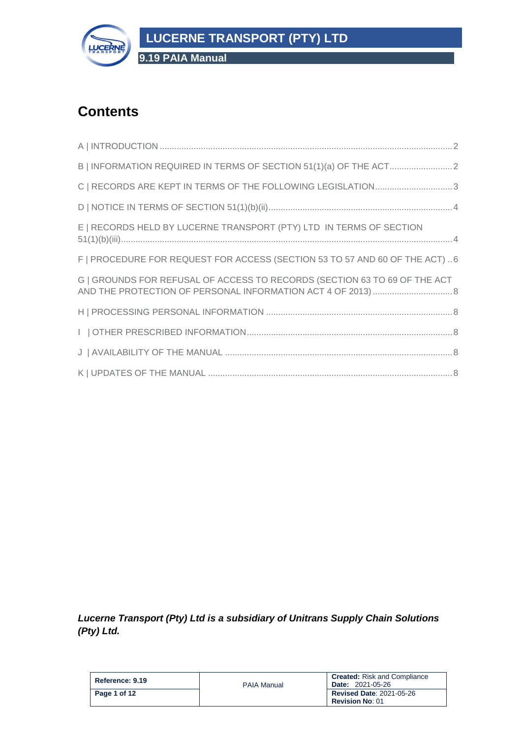# Contents

A | INTRODUCTION ........................................................................................................................ 2

B | INFORMATION REQUIRED IN TERMS OF SECTION 51(1)(a) OF THE ACT .......................... 2

C | RECORDS ARE KEPT IN TERMS OF THE FOLLOWING LEGISLATION ................................ 3

D | NOTICE IN TERMS OF SECTION 51(1)(b)(ii) ........................................................................... 4

E | RECORDS HELD BY LUCERNE TRANSPORT (PTY) LTD IN TERMS OF SECTION 51(1)(b)(iii) ........................................................................................................................................ 4

F | PROCEDURE FOR REQUEST FOR ACCESS (SECTION 53 TO 57 AND 60 OF THE ACT) .. 6

G | GROUNDS FOR REFUSAL OF ACCESS TO RECORDS (SECTION 63 TO 69 OF THE ACT AND THE PROTECTION OF PERSONAL INFORMATION ACT 4 OF 2013) ................................. 8

H | PROCESSING PERSONAL INFORMATION ............................................................................ 8

I | OTHER PRESCRIBED INFORMATION .................................................................................... 8

J | AVAILABILITY OF THE MANUAL ............................................................................................. 8

K | UPDATES OF THE MANUAL .................................................................................................... 8

***Lucerne Transport (Pty) Ltd is a subsidiary of Unitrans Supply Chain Solutions (Pty) Ltd.***

| Reference: 9.19 | PAIA Manual | **Created:** Risk and Compliance<br>**Date:** 2021-05-26 |
|---|---|---|
| **Page 1 of 12** | | **Revised Date**: 2021-05-26<br>**Revision No**: 01 |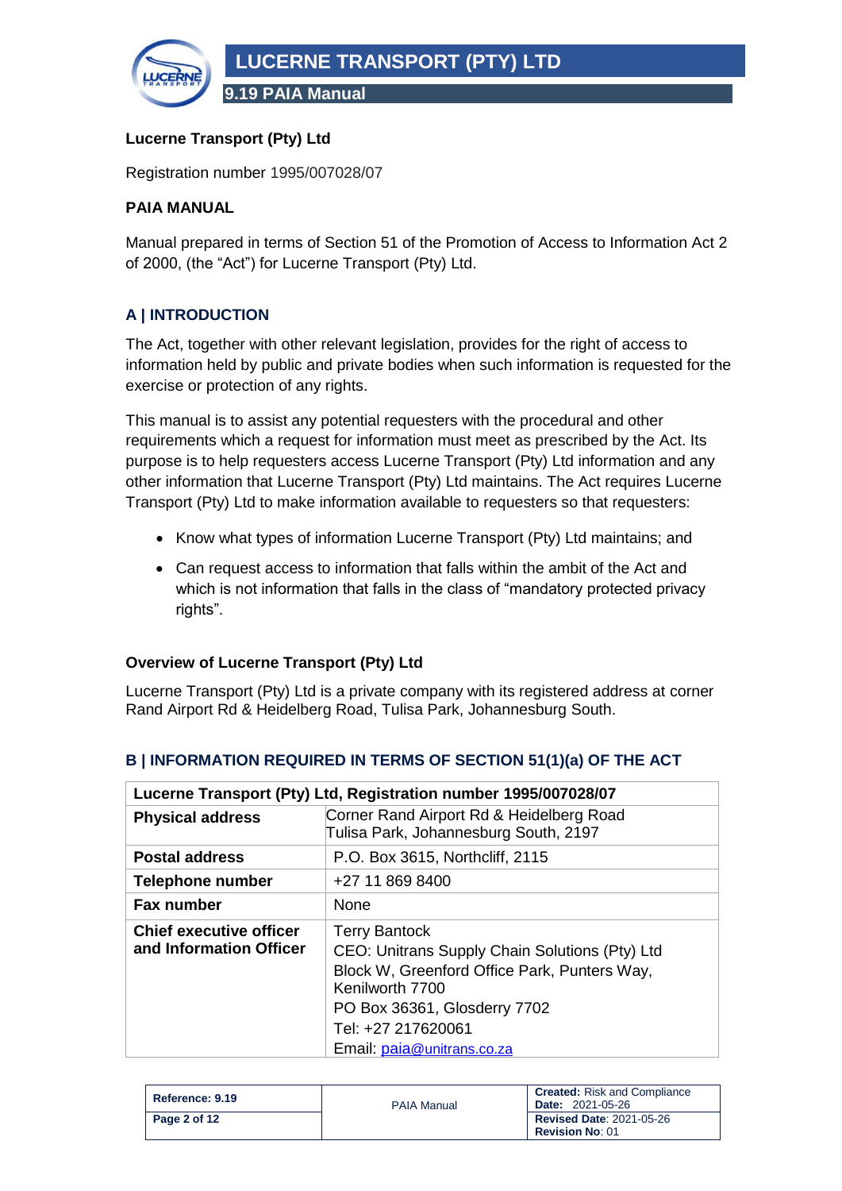**Lucerne Transport (Pty) Ltd**

Registration number 1995/007028/07

**PAIA MANUAL**

Manual prepared in terms of Section 51 of the Promotion of Access to Information Act 2 of 2000, (the "Act") for Lucerne Transport (Pty) Ltd.

## A | INTRODUCTION

The Act, together with other relevant legislation, provides for the right of access to information held by public and private bodies when such information is requested for the exercise or protection of any rights.

This manual is to assist any potential requesters with the procedural and other requirements which a request for information must meet as prescribed by the Act. Its purpose is to help requesters access Lucerne Transport (Pty) Ltd information and any other information that Lucerne Transport (Pty) Ltd maintains. The Act requires Lucerne Transport (Pty) Ltd to make information available to requesters so that requesters:

- Know what types of information Lucerne Transport (Pty) Ltd maintains; and
- Can request access to information that falls within the ambit of the Act and which is not information that falls in the class of "mandatory protected privacy rights".

### Overview of Lucerne Transport (Pty) Ltd

Lucerne Transport (Pty) Ltd is a private company with its registered address at corner Rand Airport Rd & Heidelberg Road, Tulisa Park, Johannesburg South.

## B | INFORMATION REQUIRED IN TERMS OF SECTION 51(1)(a) OF THE ACT

| Lucerne Transport (Pty) Ltd, Registration number 1995/007028/07 | |
|---|---|
| **Physical address** | Corner Rand Airport Rd & Heidelberg Road<br>Tulisa Park, Johannesburg South, 2197 |
| **Postal address** | P.O. Box 3615, Northcliff, 2115 |
| **Telephone number** | +27 11 869 8400 |
| **Fax number** | None |
| **Chief executive officer and Information Officer** | Terry Bantock<br>CEO: Unitrans Supply Chain Solutions (Pty) Ltd<br>Block W, Greenford Office Park, Punters Way, Kenilworth 7700<br>PO Box 36361, Glosderry 7702<br>Tel: +27 217620061<br>Email: paia@unitrans.co.za |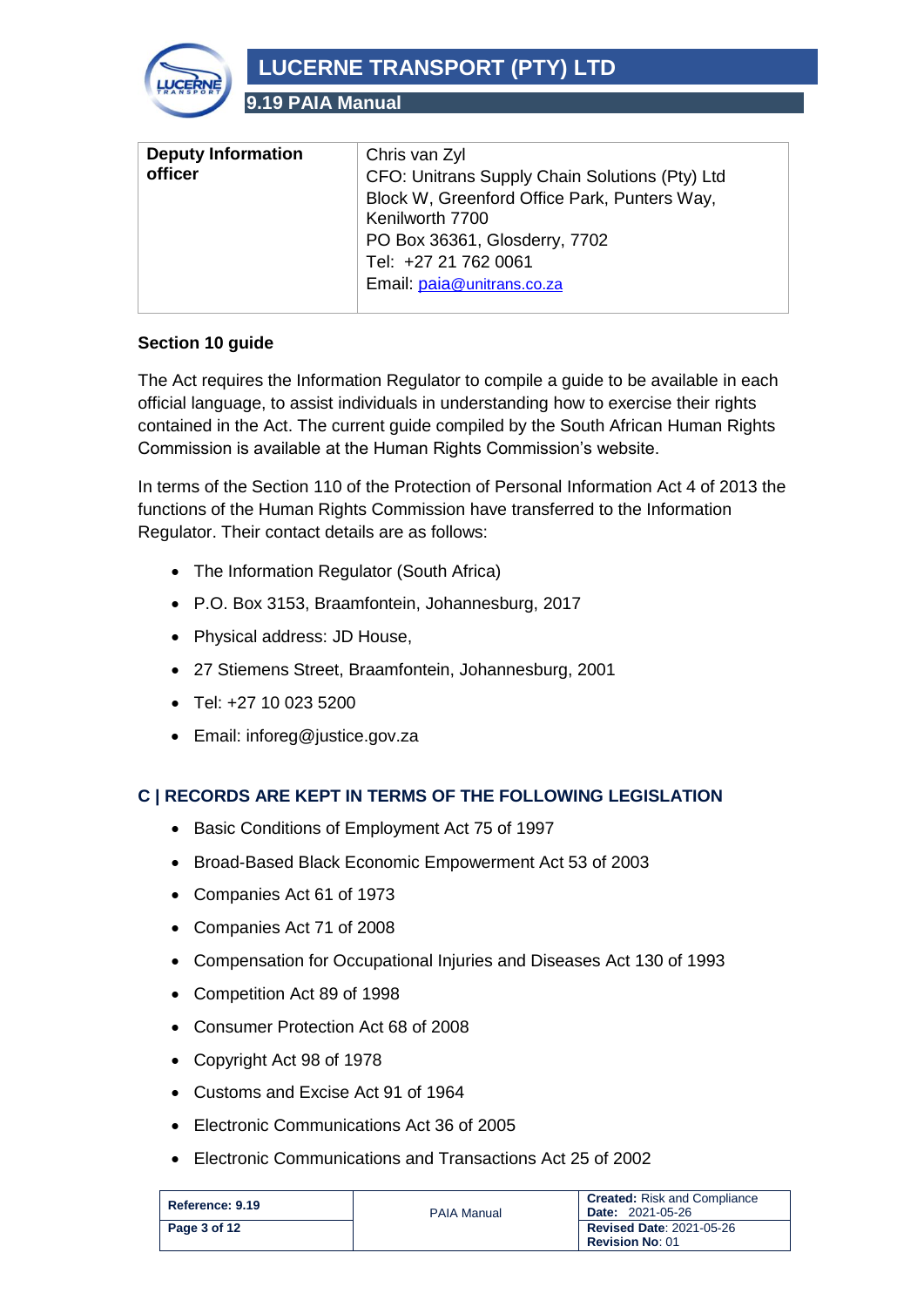| Deputy Information officer | Chris van Zyl<br>CFO: Unitrans Supply Chain Solutions (Pty) Ltd<br>Block W, Greenford Office Park, Punters Way, Kenilworth 7700<br>PO Box 36361, Glosderry, 7702<br>Tel: +27 21 762 0061<br>Email: paia@unitrans.co.za |
|---|---|

**Section 10 guide**

The Act requires the Information Regulator to compile a guide to be available in each official language, to assist individuals in understanding how to exercise their rights contained in the Act. The current guide compiled by the South African Human Rights Commission is available at the Human Rights Commission's website.

In terms of the Section 110 of the Protection of Personal Information Act 4 of 2013 the functions of the Human Rights Commission have transferred to the Information Regulator. Their contact details are as follows:

- The Information Regulator (South Africa)
- P.O. Box 3153, Braamfontein, Johannesburg, 2017
- Physical address: JD House,
- 27 Stiemens Street, Braamfontein, Johannesburg, 2001
- Tel: +27 10 023 5200
- Email: inforeg@justice.gov.za

## C | RECORDS ARE KEPT IN TERMS OF THE FOLLOWING LEGISLATION

- Basic Conditions of Employment Act 75 of 1997
- Broad-Based Black Economic Empowerment Act 53 of 2003
- Companies Act 61 of 1973
- Companies Act 71 of 2008
- Compensation for Occupational Injuries and Diseases Act 130 of 1993
- Competition Act 89 of 1998
- Consumer Protection Act 68 of 2008
- Copyright Act 98 of 1978
- Customs and Excise Act 91 of 1964
- Electronic Communications Act 36 of 2005
- Electronic Communications and Transactions Act 25 of 2002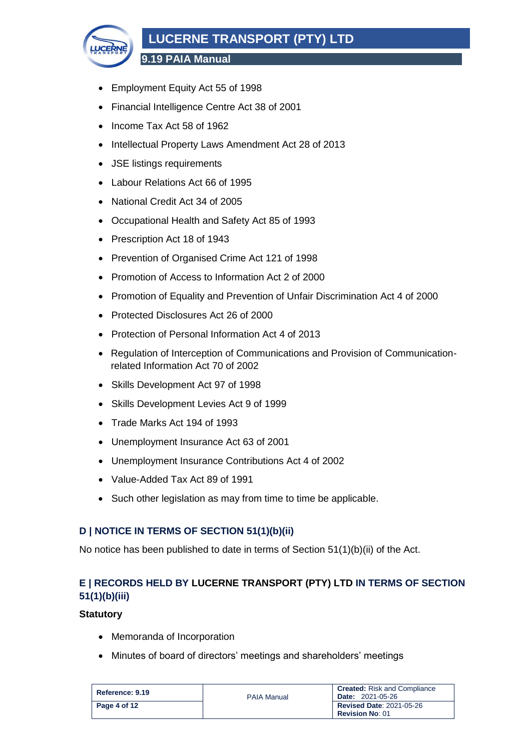- Employment Equity Act 55 of 1998
- Financial Intelligence Centre Act 38 of 2001
- Income Tax Act 58 of 1962
- Intellectual Property Laws Amendment Act 28 of 2013
- JSE listings requirements
- Labour Relations Act 66 of 1995
- National Credit Act 34 of 2005
- Occupational Health and Safety Act 85 of 1993
- Prescription Act 18 of 1943
- Prevention of Organised Crime Act 121 of 1998
- Promotion of Access to Information Act 2 of 2000
- Promotion of Equality and Prevention of Unfair Discrimination Act 4 of 2000
- Protected Disclosures Act 26 of 2000
- Protection of Personal Information Act 4 of 2013
- Regulation of Interception of Communications and Provision of Communication-related Information Act 70 of 2002
- Skills Development Act 97 of 1998
- Skills Development Levies Act 9 of 1999
- Trade Marks Act 194 of 1993
- Unemployment Insurance Act 63 of 2001
- Unemployment Insurance Contributions Act 4 of 2002
- Value-Added Tax Act 89 of 1991
- Such other legislation as may from time to time be applicable.

## D | NOTICE IN TERMS OF SECTION 51(1)(b)(ii)

No notice has been published to date in terms of Section 51(1)(b)(ii) of the Act.

## E | RECORDS HELD BY LUCERNE TRANSPORT (PTY) LTD IN TERMS OF SECTION 51(1)(b)(iii)

**Statutory**

- Memoranda of Incorporation
- Minutes of board of directors' meetings and shareholders' meetings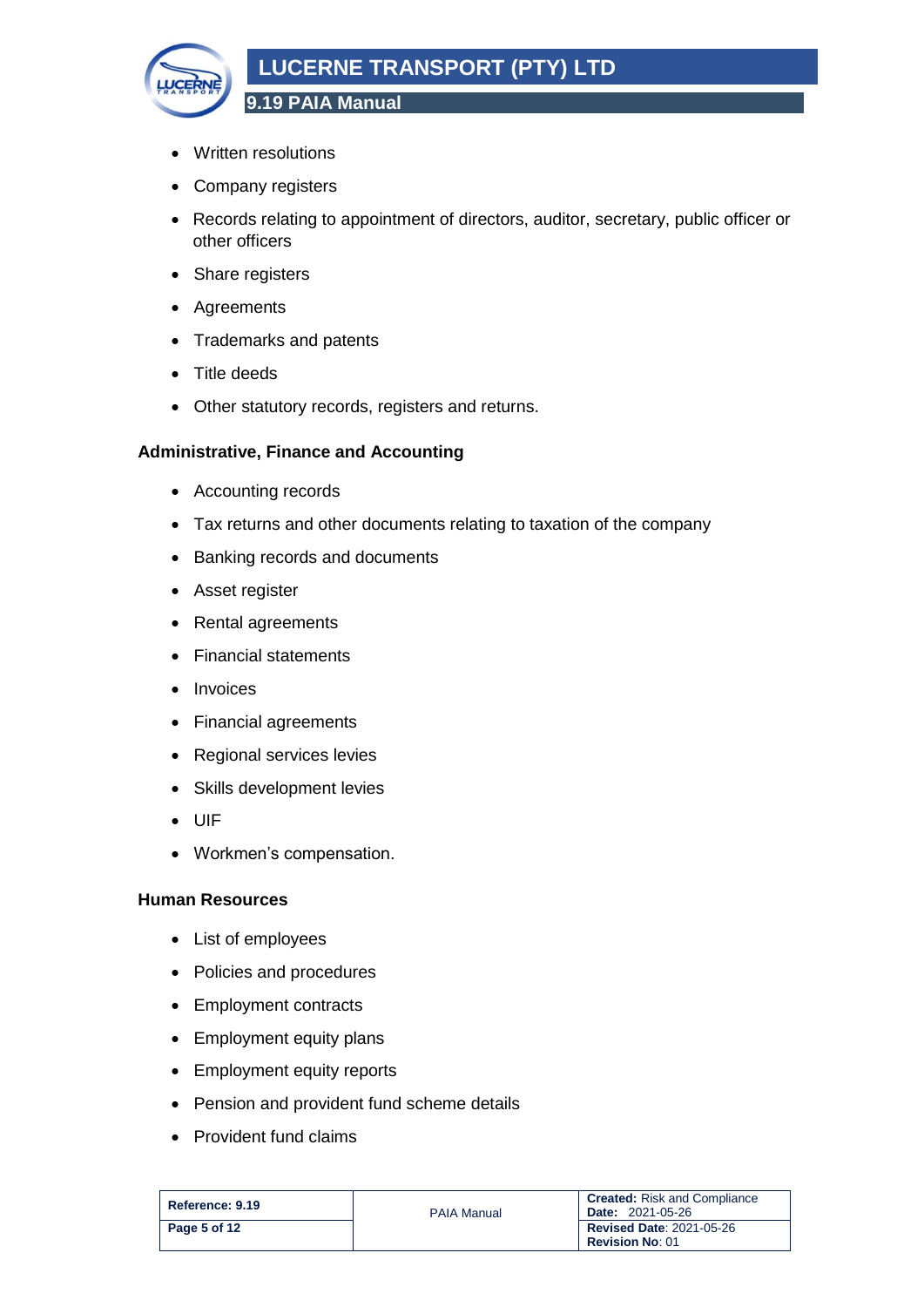- Written resolutions
- Company registers
- Records relating to appointment of directors, auditor, secretary, public officer or other officers
- Share registers
- Agreements
- Trademarks and patents
- Title deeds
- Other statutory records, registers and returns.

**Administrative, Finance and Accounting**

- Accounting records
- Tax returns and other documents relating to taxation of the company
- Banking records and documents
- Asset register
- Rental agreements
- Financial statements
- Invoices
- Financial agreements
- Regional services levies
- Skills development levies
- UIF
- Workmen's compensation.

**Human Resources**

- List of employees
- Policies and procedures
- Employment contracts
- Employment equity plans
- Employment equity reports
- Pension and provident fund scheme details
- Provident fund claims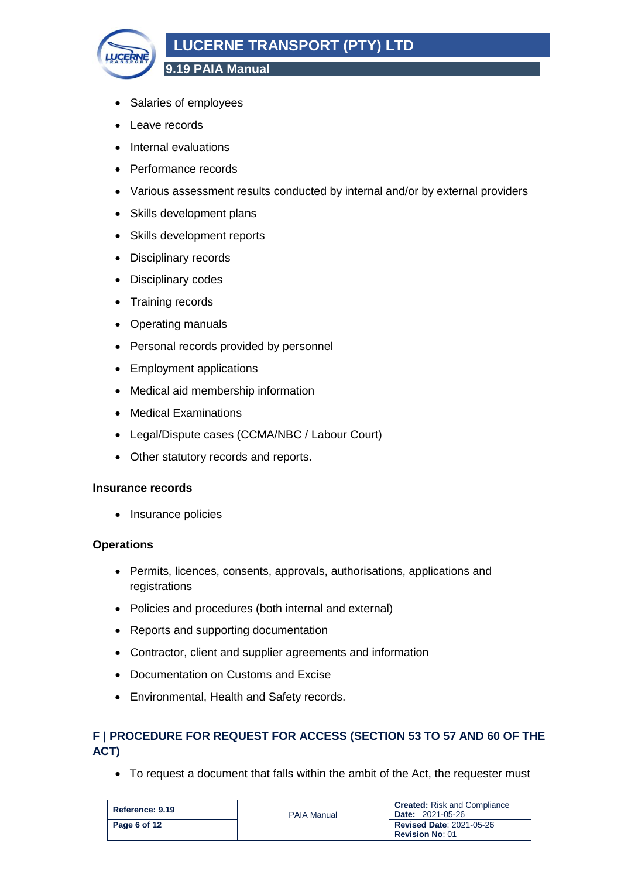- Salaries of employees
- Leave records
- Internal evaluations
- Performance records
- Various assessment results conducted by internal and/or by external providers
- Skills development plans
- Skills development reports
- Disciplinary records
- Disciplinary codes
- Training records
- Operating manuals
- Personal records provided by personnel
- Employment applications
- Medical aid membership information
- Medical Examinations
- Legal/Dispute cases (CCMA/NBC / Labour Court)
- Other statutory records and reports.

**Insurance records**

- Insurance policies

**Operations**

- Permits, licences, consents, approvals, authorisations, applications and registrations
- Policies and procedures (both internal and external)
- Reports and supporting documentation
- Contractor, client and supplier agreements and information
- Documentation on Customs and Excise
- Environmental, Health and Safety records.

## F | PROCEDURE FOR REQUEST FOR ACCESS (SECTION 53 TO 57 AND 60 OF THE ACT)

- To request a document that falls within the ambit of the Act, the requester must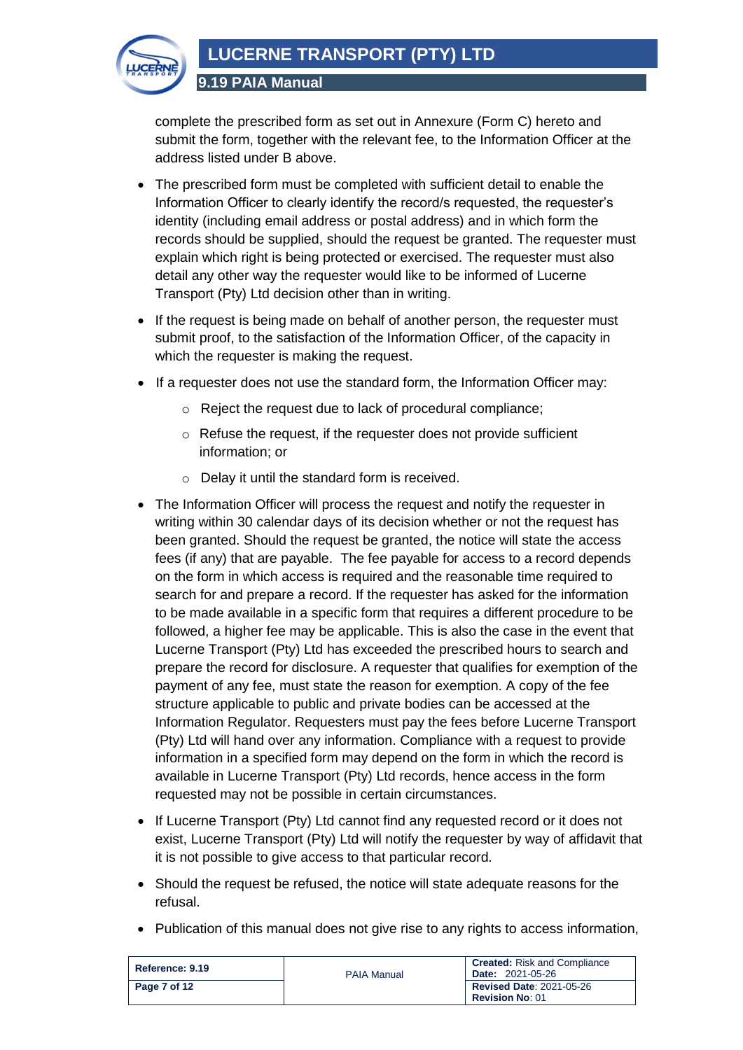complete the prescribed form as set out in Annexure (Form C) hereto and submit the form, together with the relevant fee, to the Information Officer at the address listed under B above.

- The prescribed form must be completed with sufficient detail to enable the Information Officer to clearly identify the record/s requested, the requester's identity (including email address or postal address) and in which form the records should be supplied, should the request be granted. The requester must explain which right is being protected or exercised. The requester must also detail any other way the requester would like to be informed of Lucerne Transport (Pty) Ltd decision other than in writing.
- If the request is being made on behalf of another person, the requester must submit proof, to the satisfaction of the Information Officer, of the capacity in which the requester is making the request.
- If a requester does not use the standard form, the Information Officer may:
  - Reject the request due to lack of procedural compliance;
  - Refuse the request, if the requester does not provide sufficient information; or
  - Delay it until the standard form is received.
- The Information Officer will process the request and notify the requester in writing within 30 calendar days of its decision whether or not the request has been granted. Should the request be granted, the notice will state the access fees (if any) that are payable. The fee payable for access to a record depends on the form in which access is required and the reasonable time required to search for and prepare a record. If the requester has asked for the information to be made available in a specific form that requires a different procedure to be followed, a higher fee may be applicable. This is also the case in the event that Lucerne Transport (Pty) Ltd has exceeded the prescribed hours to search and prepare the record for disclosure. A requester that qualifies for exemption of the payment of any fee, must state the reason for exemption. A copy of the fee structure applicable to public and private bodies can be accessed at the Information Regulator. Requesters must pay the fees before Lucerne Transport (Pty) Ltd will hand over any information. Compliance with a request to provide information in a specified form may depend on the form in which the record is available in Lucerne Transport (Pty) Ltd records, hence access in the form requested may not be possible in certain circumstances.
- If Lucerne Transport (Pty) Ltd cannot find any requested record or it does not exist, Lucerne Transport (Pty) Ltd will notify the requester by way of affidavit that it is not possible to give access to that particular record.
- Should the request be refused, the notice will state adequate reasons for the refusal.
- Publication of this manual does not give rise to any rights to access information,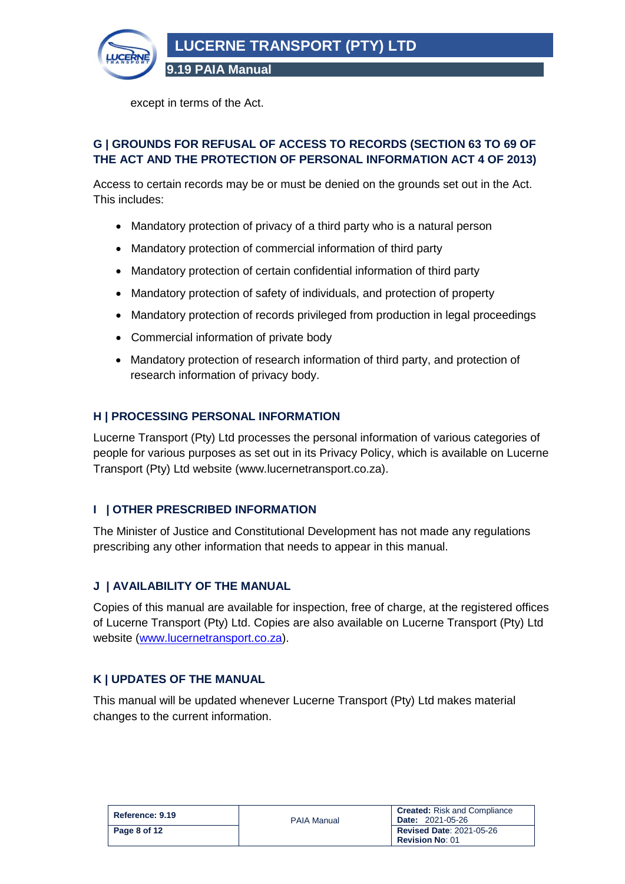except in terms of the Act.

## G | GROUNDS FOR REFUSAL OF ACCESS TO RECORDS (SECTION 63 TO 69 OF THE ACT AND THE PROTECTION OF PERSONAL INFORMATION ACT 4 OF 2013)

Access to certain records may be or must be denied on the grounds set out in the Act. This includes:

- Mandatory protection of privacy of a third party who is a natural person
- Mandatory protection of commercial information of third party
- Mandatory protection of certain confidential information of third party
- Mandatory protection of safety of individuals, and protection of property
- Mandatory protection of records privileged from production in legal proceedings
- Commercial information of private body
- Mandatory protection of research information of third party, and protection of research information of privacy body.

## H | PROCESSING PERSONAL INFORMATION

Lucerne Transport (Pty) Ltd processes the personal information of various categories of people for various purposes as set out in its Privacy Policy, which is available on Lucerne Transport (Pty) Ltd website (www.lucernetransport.co.za).

## I | OTHER PRESCRIBED INFORMATION

The Minister of Justice and Constitutional Development has not made any regulations prescribing any other information that needs to appear in this manual.

## J | AVAILABILITY OF THE MANUAL

Copies of this manual are available for inspection, free of charge, at the registered offices of Lucerne Transport (Pty) Ltd. Copies are also available on Lucerne Transport (Pty) Ltd website (www.lucernetransport.co.za).

## K | UPDATES OF THE MANUAL

This manual will be updated whenever Lucerne Transport (Pty) Ltd makes material changes to the current information.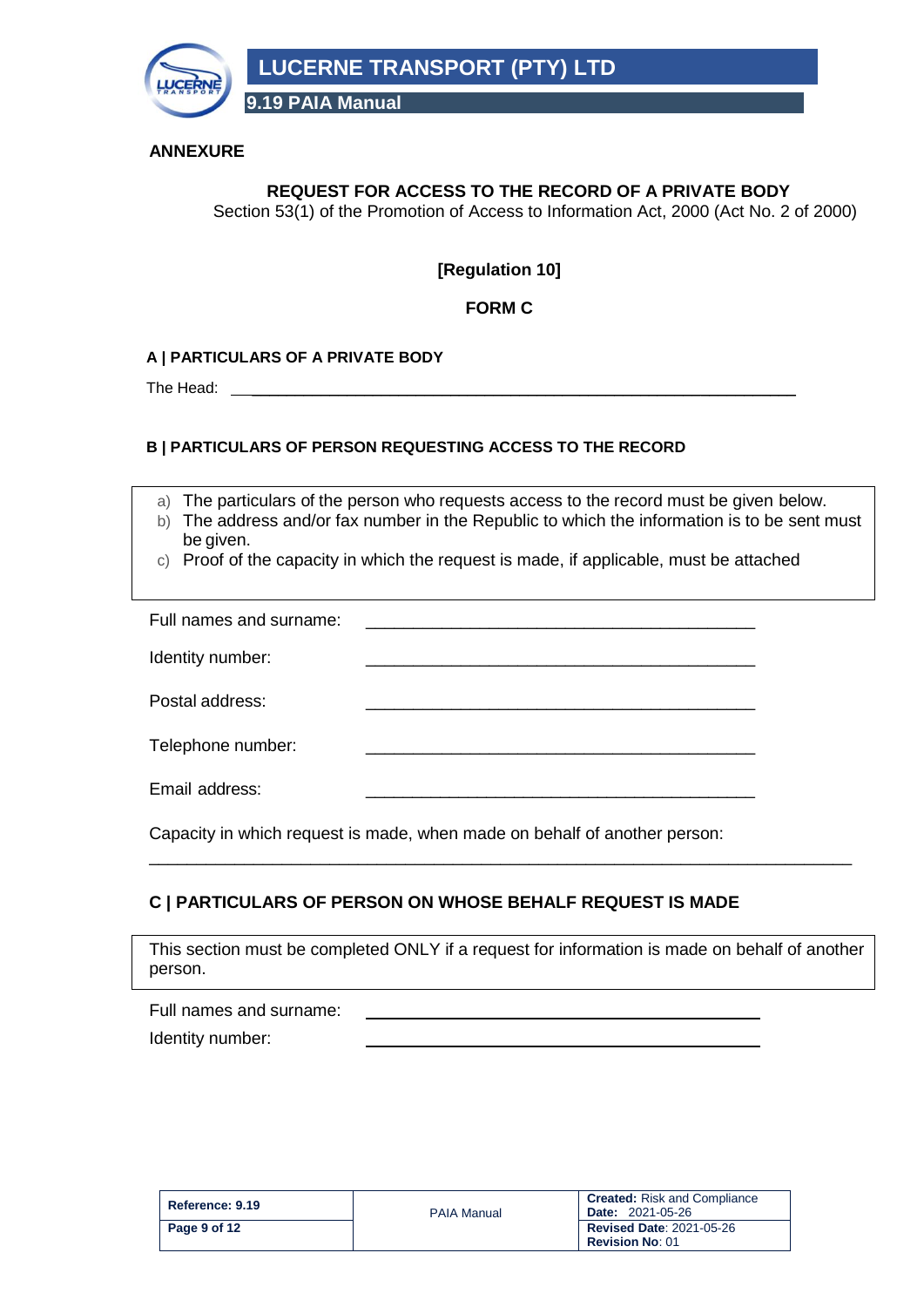## ANNEXURE

### REQUEST FOR ACCESS TO THE RECORD OF A PRIVATE BODY

Section 53(1) of the Promotion of Access to Information Act, 2000 (Act No. 2 of 2000)

**[Regulation 10]**

**FORM C**

### A | PARTICULARS OF A PRIVATE BODY

The Head: ____________________________________________________________

### B | PARTICULARS OF PERSON REQUESTING ACCESS TO THE RECORD

a) The particulars of the person who requests access to the record must be given below.
b) The address and/or fax number in the Republic to which the information is to be sent must be given.
c) Proof of the capacity in which the request is made, if applicable, must be attached

Full names and surname: ________________________________________

Identity number: ________________________________________

Postal address: ________________________________________

Telephone number: ________________________________________

Email address: ________________________________________

Capacity in which request is made, when made on behalf of another person:

____________________________________________________________________________

### C | PARTICULARS OF PERSON ON WHOSE BEHALF REQUEST IS MADE

This section must be completed ONLY if a request for information is made on behalf of another person.

Full names and surname: ________________________________________

Identity number: ________________________________________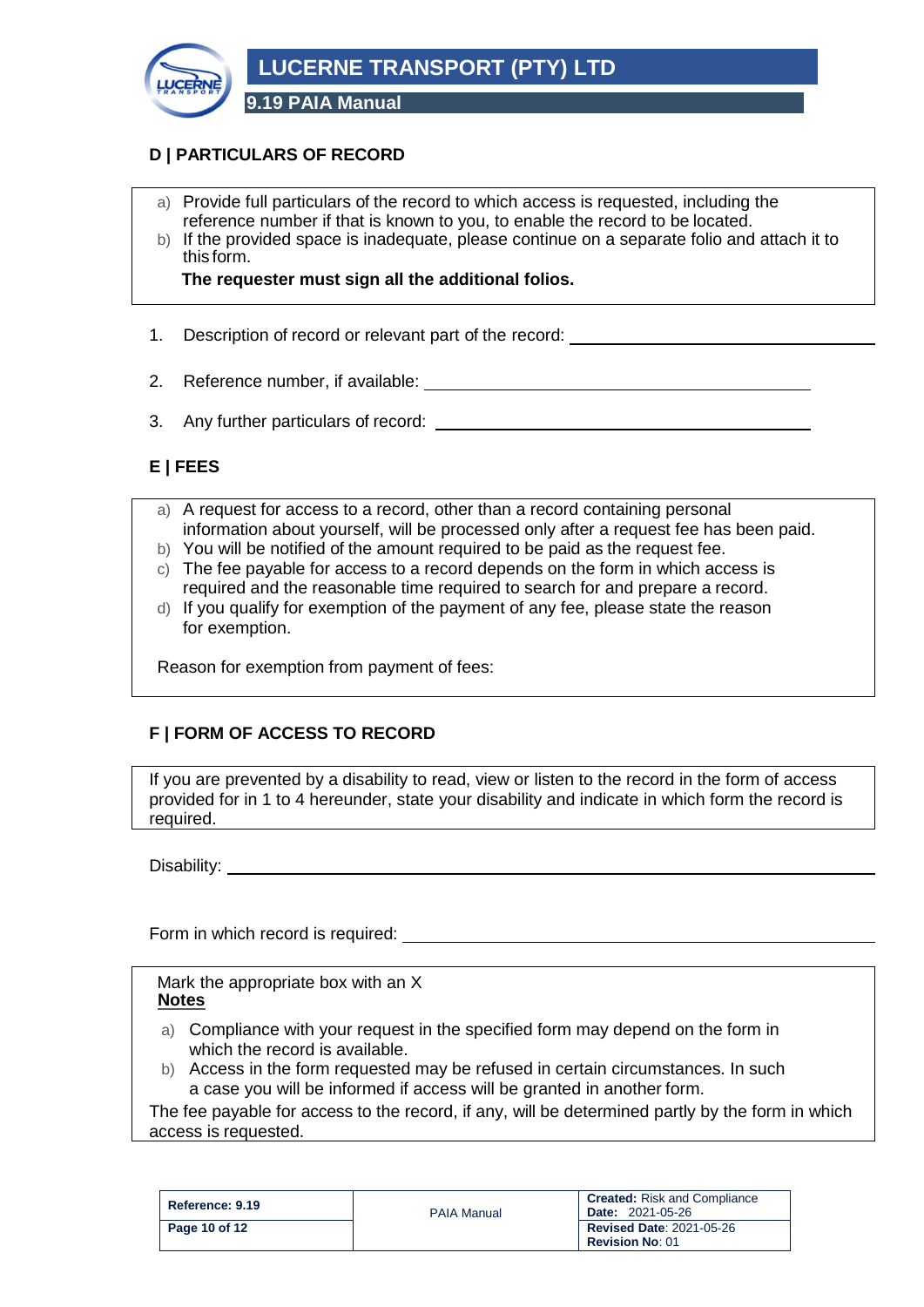## D | PARTICULARS OF RECORD

a) Provide full particulars of the record to which access is requested, including the reference number if that is known to you, to enable the record to be located.
b) If the provided space is inadequate, please continue on a separate folio and attach it to this form.

**The requester must sign all the additional folios.**

1. Description of record or relevant part of the record: ______________________

2. Reference number, if available: ______________________

3. Any further particulars of record: ______________________

## E | FEES

a) A request for access to a record, other than a record containing personal information about yourself, will be processed only after a request fee has been paid.
b) You will be notified of the amount required to be paid as the request fee.
c) The fee payable for access to a record depends on the form in which access is required and the reasonable time required to search for and prepare a record.
d) If you qualify for exemption of the payment of any fee, please state the reason for exemption.

Reason for exemption from payment of fees:

## F | FORM OF ACCESS TO RECORD

If you are prevented by a disability to read, view or listen to the record in the form of access provided for in 1 to 4 hereunder, state your disability and indicate in which form the record is required.

Disability: ______________________

Form in which record is required: ______________________

Mark the appropriate box with an X

**Notes**

a) Compliance with your request in the specified form may depend on the form in which the record is available.
b) Access in the form requested may be refused in certain circumstances. In such a case you will be informed if access will be granted in another form.

The fee payable for access to the record, if any, will be determined partly by the form in which access is requested.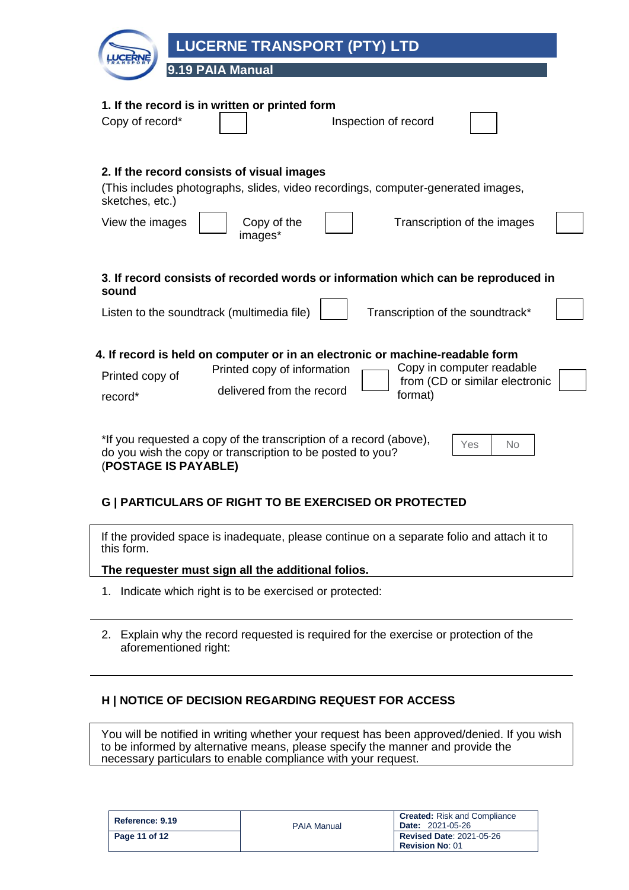**1. If the record is in written or printed form**

| Copy of record* | ☐ | Inspection of record | ☐ |
|---|---|---|---|

**2. If the record consists of visual images**

(This includes photographs, slides, video recordings, computer-generated images, sketches, etc.)

| View the images | ☐ | Copy of the images* | ☐ | Transcription of the images | ☐ |
|---|---|---|---|---|---|

**3. If record consists of recorded words or information which can be reproduced in sound**

| Listen to the soundtrack (multimedia file) | ☐ | Transcription of the soundtrack* | ☐ |
|---|---|---|---|

**4. If record is held on computer or in an electronic or machine-readable form**

| Printed copy of record* | Printed copy of information delivered from the record | ☐ | Copy in computer readable from (CD or similar electronic format) | ☐ |
|---|---|---|---|---|

*If you requested a copy of the transcription of a record (above), do you wish the copy or transcription to be posted to you? (**POSTAGE IS PAYABLE)**

| Yes | No |
|---|---|

## G | PARTICULARS OF RIGHT TO BE EXERCISED OR PROTECTED

If the provided space is inadequate, please continue on a separate folio and attach it to this form.

**The requester must sign all the additional folios.**

1. Indicate which right is to be exercised or protected:

---

2. Explain why the record requested is required for the exercise or protection of the aforementioned right:

---

## H | NOTICE OF DECISION REGARDING REQUEST FOR ACCESS

You will be notified in writing whether your request has been approved/denied. If you wish to be informed by alternative means, please specify the manner and provide the necessary particulars to enable compliance with your request.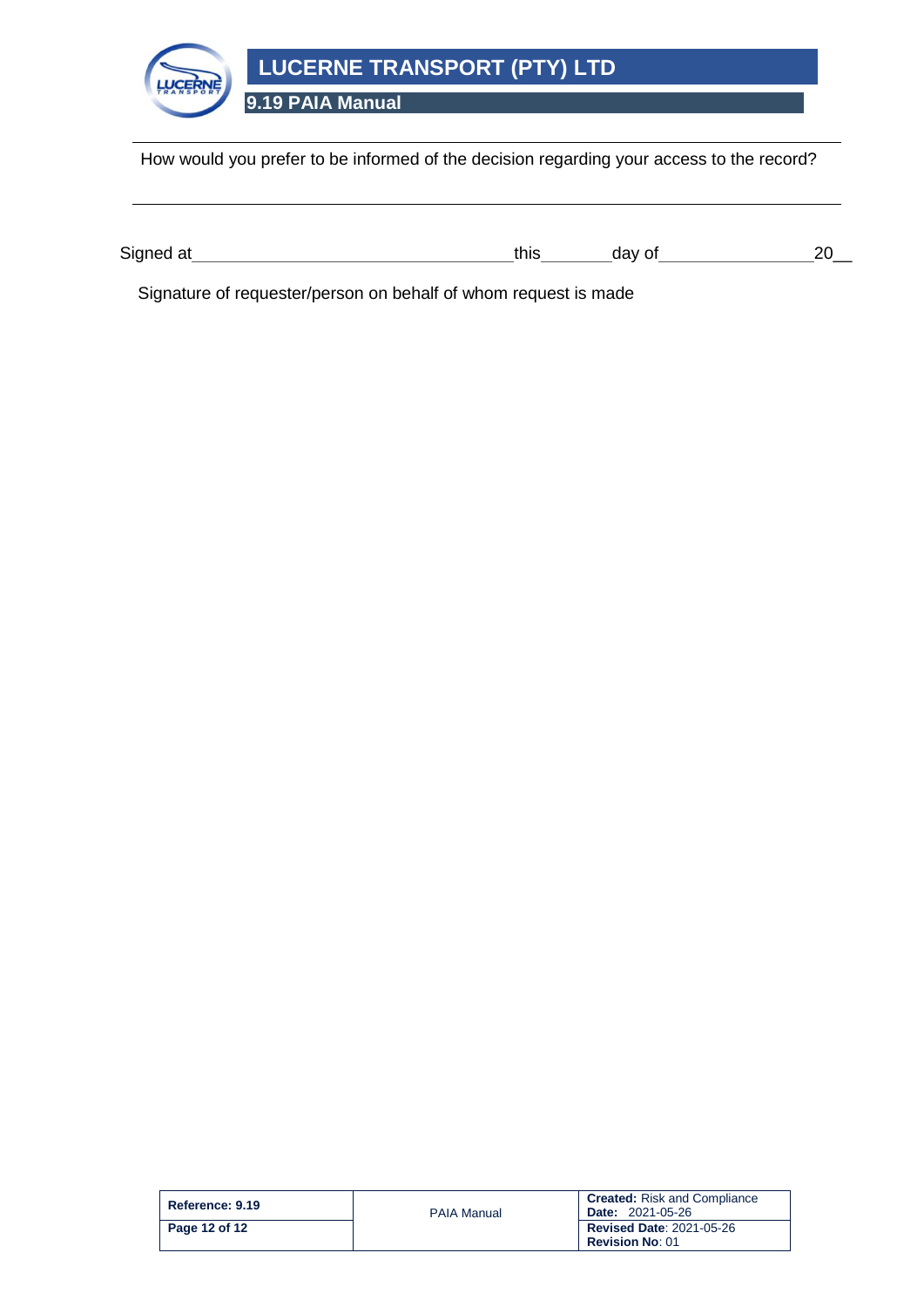How would you prefer to be informed of the decision regarding your access to the record?

______________________________________________________________________________

Signed at ______________________________ this ________ day of ________________ 20__

Signature of requester/person on behalf of whom request is made